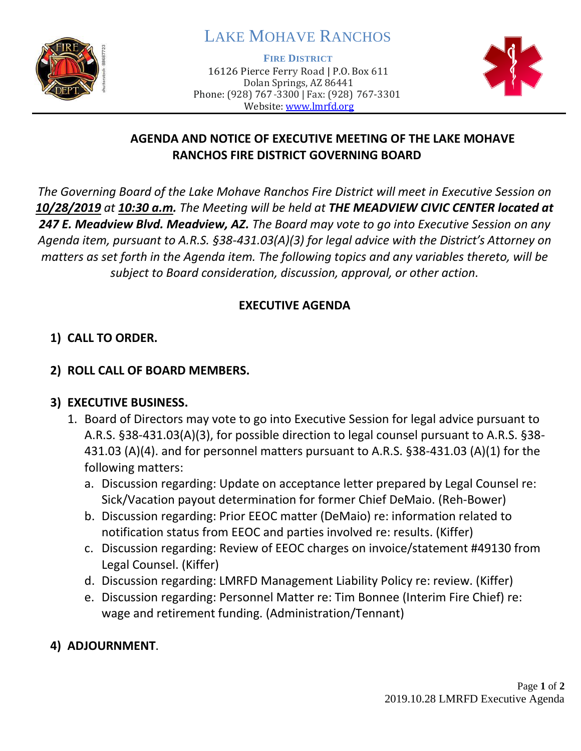# LAKE MOHAVE RANCHOS

**FIRE DISTRICT**

16126 Pierce Ferry Road | P.O. Box 611
Dolan Springs, AZ 86441
Phone: (928) 767-3300 | Fax: (928) 767-3301
Website: www.lmrfd.org

## AGENDA AND NOTICE OF EXECUTIVE MEETING OF THE LAKE MOHAVE RANCHOS FIRE DISTRICT GOVERNING BOARD

*The Governing Board of the Lake Mohave Ranchos Fire District will meet in Executive Session on **10/28/2019** at **10:30 a.m.** The Meeting will be held at **THE MEADVIEW CIVIC CENTER located at 247 E. Meadview Blvd. Meadview, AZ.** The Board may vote to go into Executive Session on any Agenda item, pursuant to A.R.S. §38-431.03(A)(3) for legal advice with the District's Attorney on matters as set forth in the Agenda item. The following topics and any variables thereto, will be subject to Board consideration, discussion, approval, or other action.*

## EXECUTIVE AGENDA

1) **CALL TO ORDER.**

2) **ROLL CALL OF BOARD MEMBERS.**

3) **EXECUTIVE BUSINESS.**
   1. Board of Directors may vote to go into Executive Session for legal advice pursuant to A.R.S. §38-431.03(A)(3), for possible direction to legal counsel pursuant to A.R.S. §38-431.03 (A)(4). and for personnel matters pursuant to A.R.S. §38-431.03 (A)(1) for the following matters:
      a. Discussion regarding: Update on acceptance letter prepared by Legal Counsel re: Sick/Vacation payout determination for former Chief DeMaio. (Reh-Bower)
      b. Discussion regarding: Prior EEOC matter (DeMaio) re: information related to notification status from EEOC and parties involved re: results. (Kiffer)
      c. Discussion regarding: Review of EEOC charges on invoice/statement #49130 from Legal Counsel. (Kiffer)
      d. Discussion regarding: LMRFD Management Liability Policy re: review. (Kiffer)
      e. Discussion regarding: Personnel Matter re: Tim Bonnee (Interim Fire Chief) re: wage and retirement funding. (Administration/Tennant)

4) **ADJOURNMENT**.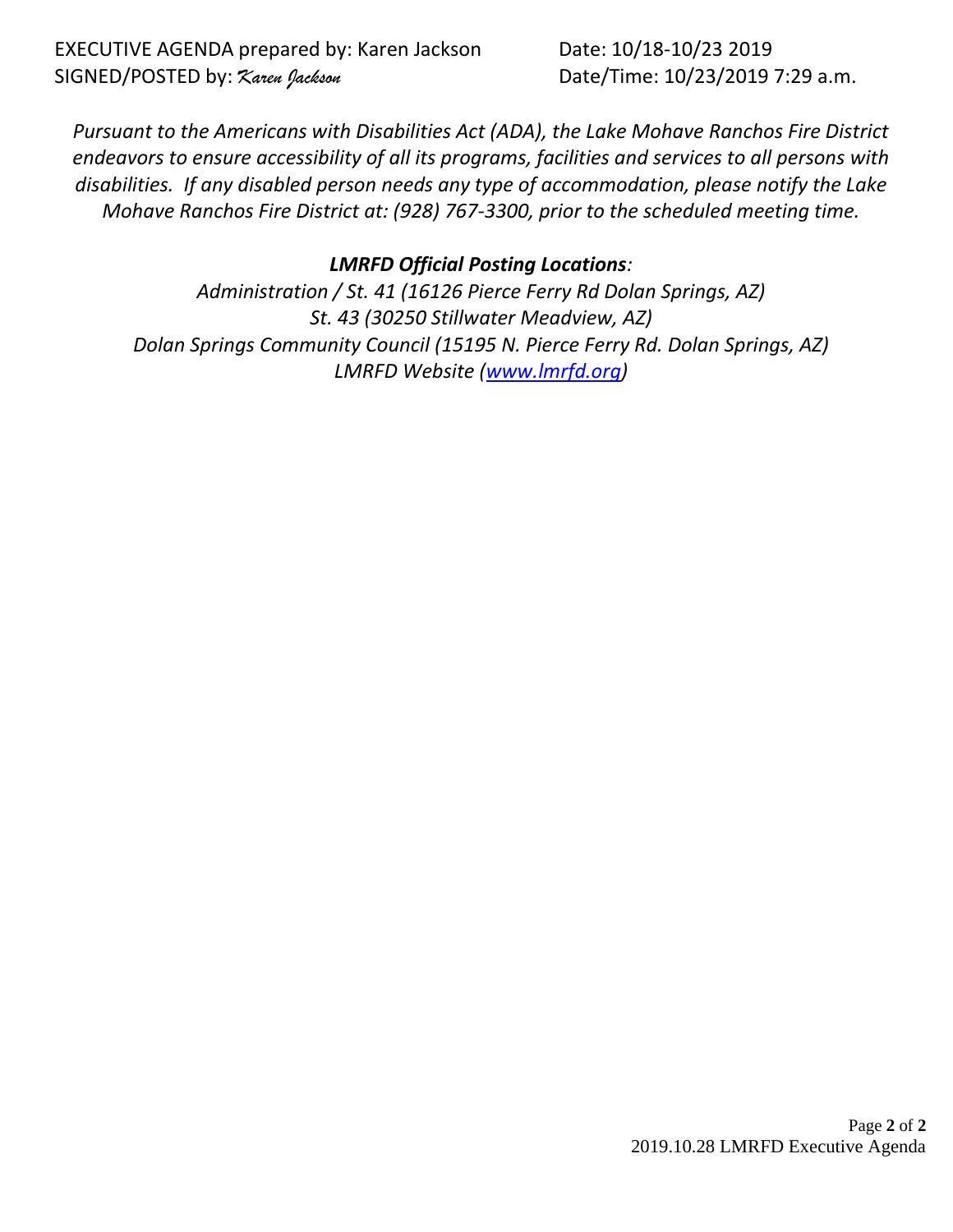EXECUTIVE AGENDA prepared by: Karen Jackson    Date: 10/18-10/23 2019
SIGNED/POSTED by: *Karen Jackson*    Date/Time: 10/23/2019 7:29 a.m.

*Pursuant to the Americans with Disabilities Act (ADA), the Lake Mohave Ranchos Fire District endeavors to ensure accessibility of all its programs, facilities and services to all persons with disabilities. If any disabled person needs any type of accommodation, please notify the Lake Mohave Ranchos Fire District at: (928) 767-3300, prior to the scheduled meeting time.*

***LMRFD Official Posting Locations**:*

*Administration / St. 41 (16126 Pierce Ferry Rd Dolan Springs, AZ)*
*St. 43 (30250 Stillwater Meadview, AZ)*
*Dolan Springs Community Council (15195 N. Pierce Ferry Rd. Dolan Springs, AZ)*
*LMRFD Website (www.lmrfd.org)*